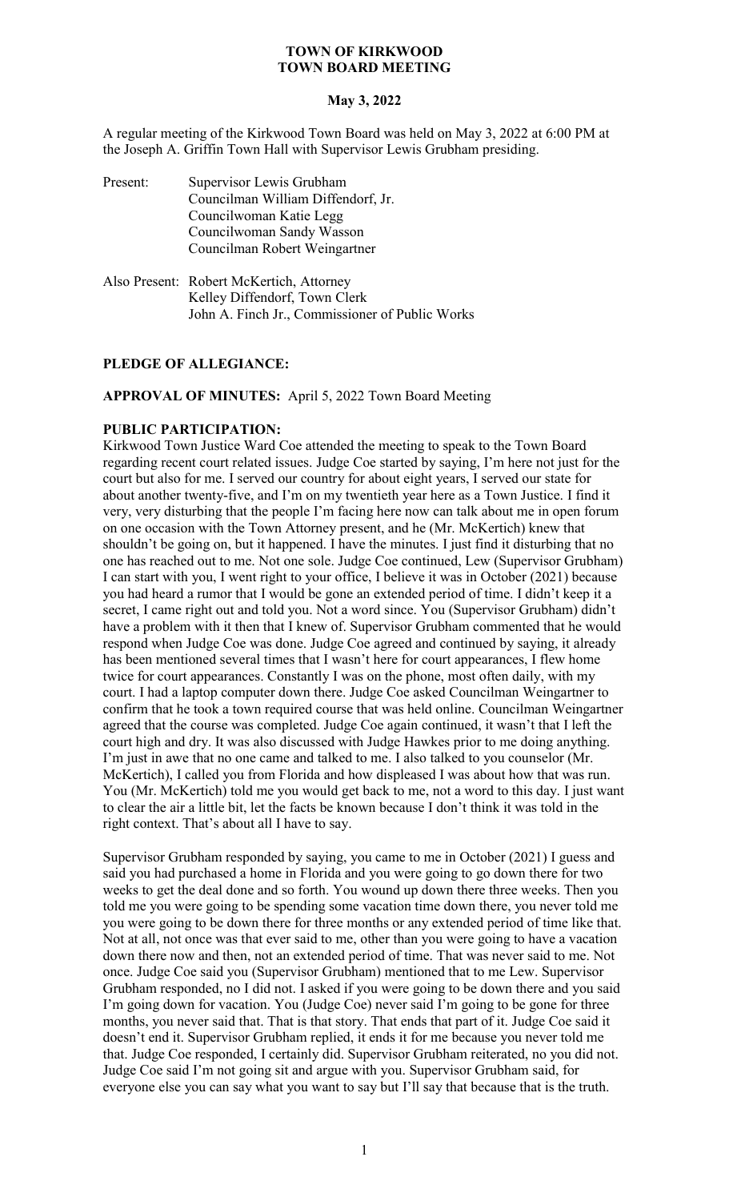# TOWN OF KIRKWOOD
# TOWN BOARD MEETING

**May 3, 2022**

A regular meeting of the Kirkwood Town Board was held on May 3, 2022 at 6:00 PM at the Joseph A. Griffin Town Hall with Supervisor Lewis Grubham presiding.

Present: Supervisor Lewis Grubham
Councilman William Diffendorf, Jr.
Councilwoman Katie Legg
Councilwoman Sandy Wasson
Councilman Robert Weingartner

Also Present: Robert McKertich, Attorney
Kelley Diffendorf, Town Clerk
John A. Finch Jr., Commissioner of Public Works

**PLEDGE OF ALLEGIANCE:**

**APPROVAL OF MINUTES:** April 5, 2022 Town Board Meeting

**PUBLIC PARTICIPATION:**

Kirkwood Town Justice Ward Coe attended the meeting to speak to the Town Board regarding recent court related issues. Judge Coe started by saying, I'm here not just for the court but also for me. I served our country for about eight years, I served our state for about another twenty-five, and I'm on my twentieth year here as a Town Justice. I find it very, very disturbing that the people I'm facing here now can talk about me in open forum on one occasion with the Town Attorney present, and he (Mr. McKertich) knew that shouldn't be going on, but it happened. I have the minutes. I just find it disturbing that no one has reached out to me. Not one sole. Judge Coe continued, Lew (Supervisor Grubham) I can start with you, I went right to your office, I believe it was in October (2021) because you had heard a rumor that I would be gone an extended period of time. I didn't keep it a secret, I came right out and told you. Not a word since. You (Supervisor Grubham) didn't have a problem with it then that I knew of. Supervisor Grubham commented that he would respond when Judge Coe was done. Judge Coe agreed and continued by saying, it already has been mentioned several times that I wasn't here for court appearances, I flew home twice for court appearances. Constantly I was on the phone, most often daily, with my court. I had a laptop computer down there. Judge Coe asked Councilman Weingartner to confirm that he took a town required course that was held online. Councilman Weingartner agreed that the course was completed. Judge Coe again continued, it wasn't that I left the court high and dry. It was also discussed with Judge Hawkes prior to me doing anything. I'm just in awe that no one came and talked to me. I also talked to you counselor (Mr. McKertich), I called you from Florida and how displeased I was about how that was run. You (Mr. McKertich) told me you would get back to me, not a word to this day. I just want to clear the air a little bit, let the facts be known because I don't think it was told in the right context. That's about all I have to say.

Supervisor Grubham responded by saying, you came to me in October (2021) I guess and said you had purchased a home in Florida and you were going to go down there for two weeks to get the deal done and so forth. You wound up down there three weeks. Then you told me you were going to be spending some vacation time down there, you never told me you were going to be down there for three months or any extended period of time like that. Not at all, not once was that ever said to me, other than you were going to have a vacation down there now and then, not an extended period of time. That was never said to me. Not once. Judge Coe said you (Supervisor Grubham) mentioned that to me Lew. Supervisor Grubham responded, no I did not. I asked if you were going to be down there and you said I'm going down for vacation. You (Judge Coe) never said I'm going to be gone for three months, you never said that. That is that story. That ends that part of it. Judge Coe said it doesn't end it. Supervisor Grubham replied, it ends it for me because you never told me that. Judge Coe responded, I certainly did. Supervisor Grubham reiterated, no you did not. Judge Coe said I'm not going sit and argue with you. Supervisor Grubham said, for everyone else you can say what you want to say but I'll say that because that is the truth.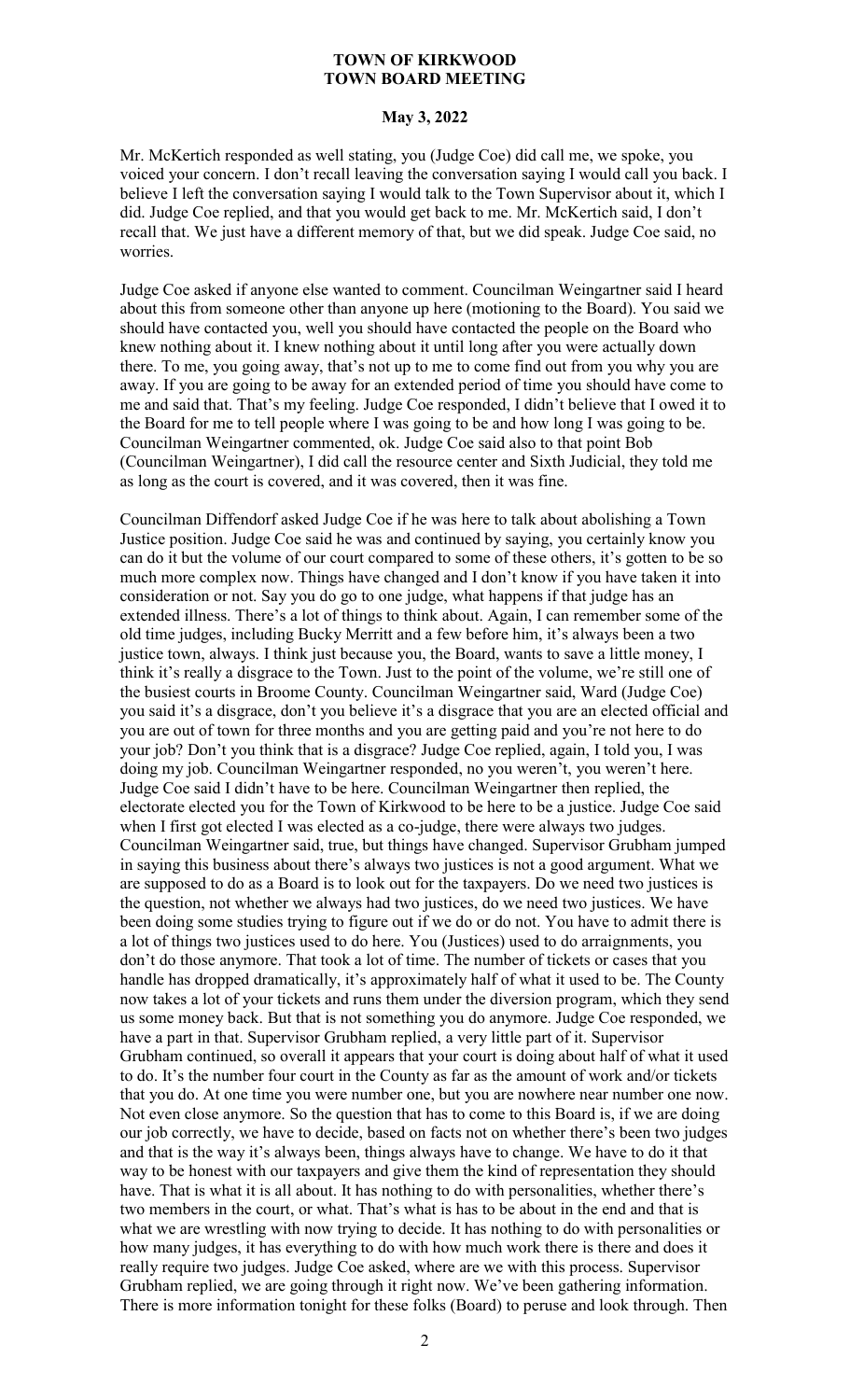Mr. McKertich responded as well stating, you (Judge Coe) did call me, we spoke, you voiced your concern. I don't recall leaving the conversation saying I would call you back. I believe I left the conversation saying I would talk to the Town Supervisor about it, which I did. Judge Coe replied, and that you would get back to me. Mr. McKertich said, I don't recall that. We just have a different memory of that, but we did speak. Judge Coe said, no worries.

Judge Coe asked if anyone else wanted to comment. Councilman Weingartner said I heard about this from someone other than anyone up here (motioning to the Board). You said we should have contacted you, well you should have contacted the people on the Board who knew nothing about it. I knew nothing about it until long after you were actually down there. To me, you going away, that's not up to me to come find out from you why you are away. If you are going to be away for an extended period of time you should have come to me and said that. That's my feeling. Judge Coe responded, I didn't believe that I owed it to the Board for me to tell people where I was going to be and how long I was going to be. Councilman Weingartner commented, ok. Judge Coe said also to that point Bob (Councilman Weingartner), I did call the resource center and Sixth Judicial, they told me as long as the court is covered, and it was covered, then it was fine.

Councilman Diffendorf asked Judge Coe if he was here to talk about abolishing a Town Justice position. Judge Coe said he was and continued by saying, you certainly know you can do it but the volume of our court compared to some of these others, it's gotten to be so much more complex now. Things have changed and I don't know if you have taken it into consideration or not. Say you do go to one judge, what happens if that judge has an extended illness. There's a lot of things to think about. Again, I can remember some of the old time judges, including Bucky Merritt and a few before him, it's always been a two justice town, always. I think just because you, the Board, wants to save a little money, I think it's really a disgrace to the Town. Just to the point of the volume, we're still one of the busiest courts in Broome County. Councilman Weingartner said, Ward (Judge Coe) you said it's a disgrace, don't you believe it's a disgrace that you are an elected official and you are out of town for three months and you are getting paid and you're not here to do your job? Don't you think that is a disgrace? Judge Coe replied, again, I told you, I was doing my job. Councilman Weingartner responded, no you weren't, you weren't here. Judge Coe said I didn't have to be here. Councilman Weingartner then replied, the electorate elected you for the Town of Kirkwood to be here to be a justice. Judge Coe said when I first got elected I was elected as a co-judge, there were always two judges. Councilman Weingartner said, true, but things have changed. Supervisor Grubham jumped in saying this business about there's always two justices is not a good argument. What we are supposed to do as a Board is to look out for the taxpayers. Do we need two justices is the question, not whether we always had two justices, do we need two justices. We have been doing some studies trying to figure out if we do or do not. You have to admit there is a lot of things two justices used to do here. You (Justices) used to do arraignments, you don't do those anymore. That took a lot of time. The number of tickets or cases that you handle has dropped dramatically, it's approximately half of what it used to be. The County now takes a lot of your tickets and runs them under the diversion program, which they send us some money back. But that is not something you do anymore. Judge Coe responded, we have a part in that. Supervisor Grubham replied, a very little part of it. Supervisor Grubham continued, so overall it appears that your court is doing about half of what it used to do. It's the number four court in the County as far as the amount of work and/or tickets that you do. At one time you were number one, but you are nowhere near number one now. Not even close anymore. So the question that has to come to this Board is, if we are doing our job correctly, we have to decide, based on facts not on whether there's been two judges and that is the way it's always been, things always have to change. We have to do it that way to be honest with our taxpayers and give them the kind of representation they should have. That is what it is all about. It has nothing to do with personalities, whether there's two members in the court, or what. That's what is has to be about in the end and that is what we are wrestling with now trying to decide. It has nothing to do with personalities or how many judges, it has everything to do with how much work there is there and does it really require two judges. Judge Coe asked, where are we with this process. Supervisor Grubham replied, we are going through it right now. We've been gathering information. There is more information tonight for these folks (Board) to peruse and look through. Then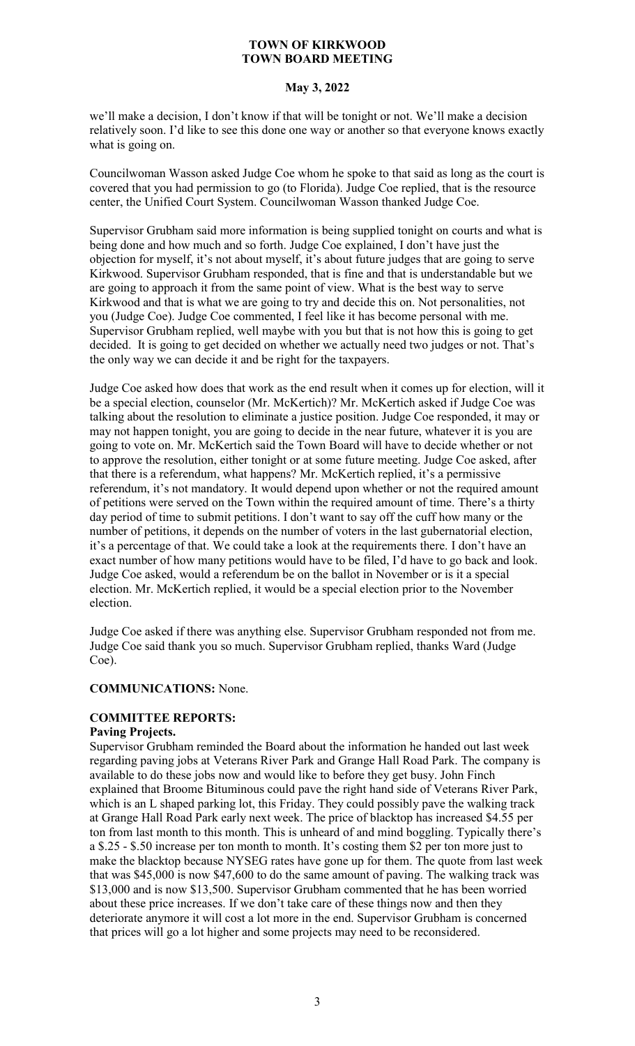we'll make a decision, I don't know if that will be tonight or not. We'll make a decision relatively soon. I'd like to see this done one way or another so that everyone knows exactly what is going on.

Councilwoman Wasson asked Judge Coe whom he spoke to that said as long as the court is covered that you had permission to go (to Florida). Judge Coe replied, that is the resource center, the Unified Court System. Councilwoman Wasson thanked Judge Coe.

Supervisor Grubham said more information is being supplied tonight on courts and what is being done and how much and so forth. Judge Coe explained, I don't have just the objection for myself, it's not about myself, it's about future judges that are going to serve Kirkwood. Supervisor Grubham responded, that is fine and that is understandable but we are going to approach it from the same point of view. What is the best way to serve Kirkwood and that is what we are going to try and decide this on. Not personalities, not you (Judge Coe). Judge Coe commented, I feel like it has become personal with me. Supervisor Grubham replied, well maybe with you but that is not how this is going to get decided. It is going to get decided on whether we actually need two judges or not. That's the only way we can decide it and be right for the taxpayers.

Judge Coe asked how does that work as the end result when it comes up for election, will it be a special election, counselor (Mr. McKertich)? Mr. McKertich asked if Judge Coe was talking about the resolution to eliminate a justice position. Judge Coe responded, it may or may not happen tonight, you are going to decide in the near future, whatever it is you are going to vote on. Mr. McKertich said the Town Board will have to decide whether or not to approve the resolution, either tonight or at some future meeting. Judge Coe asked, after that there is a referendum, what happens? Mr. McKertich replied, it's a permissive referendum, it's not mandatory. It would depend upon whether or not the required amount of petitions were served on the Town within the required amount of time. There's a thirty day period of time to submit petitions. I don't want to say off the cuff how many or the number of petitions, it depends on the number of voters in the last gubernatorial election, it's a percentage of that. We could take a look at the requirements there. I don't have an exact number of how many petitions would have to be filed, I'd have to go back and look. Judge Coe asked, would a referendum be on the ballot in November or is it a special election. Mr. McKertich replied, it would be a special election prior to the November election.

Judge Coe asked if there was anything else. Supervisor Grubham responded not from me. Judge Coe said thank you so much. Supervisor Grubham replied, thanks Ward (Judge Coe).

**COMMUNICATIONS:** None.

**COMMITTEE REPORTS:**

**Paving Projects.**

Supervisor Grubham reminded the Board about the information he handed out last week regarding paving jobs at Veterans River Park and Grange Hall Road Park. The company is available to do these jobs now and would like to before they get busy. John Finch explained that Broome Bituminous could pave the right hand side of Veterans River Park, which is an L shaped parking lot, this Friday. They could possibly pave the walking track at Grange Hall Road Park early next week. The price of blacktop has increased $4.55 per ton from last month to this month. This is unheard of and mind boggling. Typically there's a $.25 - $.50 increase per ton month to month. It's costing them $2 per ton more just to make the blacktop because NYSEG rates have gone up for them. The quote from last week that was $45,000 is now $47,600 to do the same amount of paving. The walking track was $13,000 and is now $13,500. Supervisor Grubham commented that he has been worried about these price increases. If we don't take care of these things now and then they deteriorate anymore it will cost a lot more in the end. Supervisor Grubham is concerned that prices will go a lot higher and some projects may need to be reconsidered.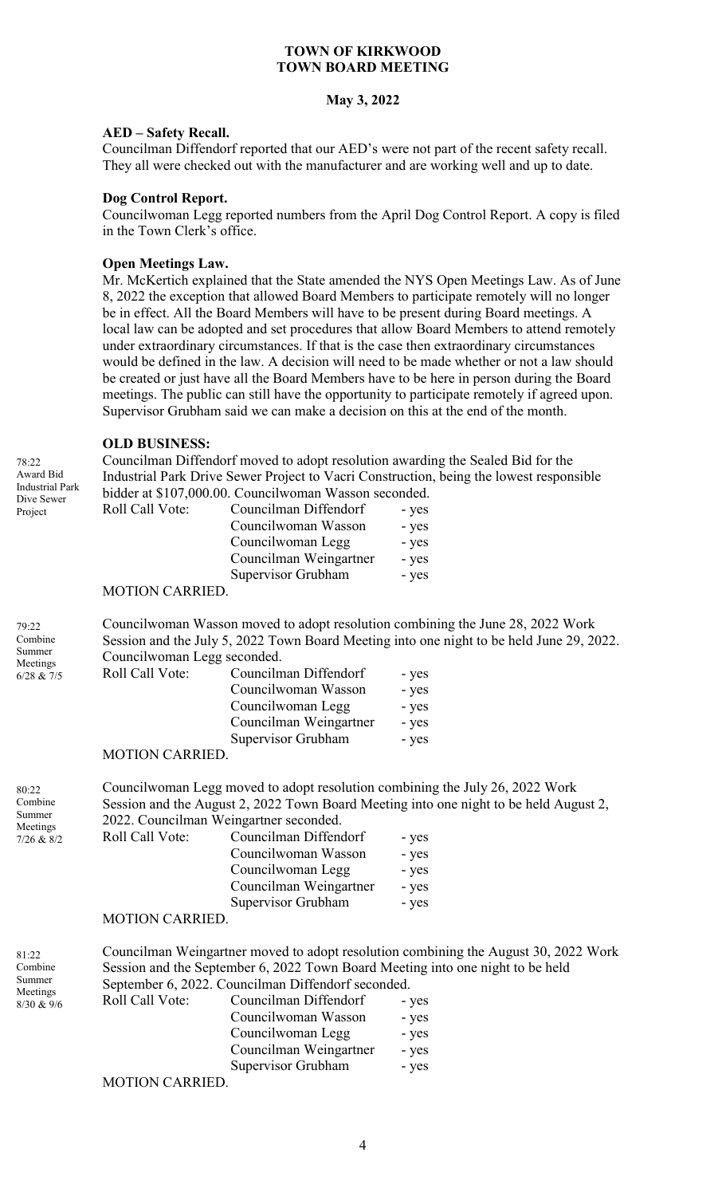**TOWN OF KIRKWOOD**
**TOWN BOARD MEETING**

**May 3, 2022**

**AED – Safety Recall.**
Councilman Diffendorf reported that our AED's were not part of the recent safety recall. They all were checked out with the manufacturer and are working well and up to date.

**Dog Control Report.**
Councilwoman Legg reported numbers from the April Dog Control Report. A copy is filed in the Town Clerk's office.

**Open Meetings Law.**
Mr. McKertich explained that the State amended the NYS Open Meetings Law. As of June 8, 2022 the exception that allowed Board Members to participate remotely will no longer be in effect. All the Board Members will have to be present during Board meetings. A local law can be adopted and set procedures that allow Board Members to attend remotely under extraordinary circumstances. If that is the case then extraordinary circumstances would be defined in the law. A decision will need to be made whether or not a law should be created or just have all the Board Members have to be here in person during the Board meetings. The public can still have the opportunity to participate remotely if agreed upon. Supervisor Grubham said we can make a decision on this at the end of the month.

**OLD BUSINESS:**

78:22 Award Bid Industrial Park Dive Sewer Project

Councilman Diffendorf moved to adopt resolution awarding the Sealed Bid for the Industrial Park Drive Sewer Project to Vacri Construction, being the lowest responsible bidder at $107,000.00. Councilwoman Wasson seconded.

Roll Call Vote:
- Councilman Diffendorf - yes
- Councilwoman Wasson - yes
- Councilwoman Legg - yes
- Councilman Weingartner - yes
- Supervisor Grubham - yes

MOTION CARRIED.

79:22 Combine Summer Meetings 6/28 & 7/5

Councilwoman Wasson moved to adopt resolution combining the June 28, 2022 Work Session and the July 5, 2022 Town Board Meeting into one night to be held June 29, 2022. Councilwoman Legg seconded.

Roll Call Vote:
- Councilman Diffendorf - yes
- Councilwoman Wasson - yes
- Councilwoman Legg - yes
- Councilman Weingartner - yes
- Supervisor Grubham - yes

MOTION CARRIED.

80:22 Combine Summer Meetings 7/26 & 8/2

Councilwoman Legg moved to adopt resolution combining the July 26, 2022 Work Session and the August 2, 2022 Town Board Meeting into one night to be held August 2, 2022. Councilman Weingartner seconded.

Roll Call Vote:
- Councilman Diffendorf - yes
- Councilwoman Wasson - yes
- Councilwoman Legg - yes
- Councilman Weingartner - yes
- Supervisor Grubham - yes

MOTION CARRIED.

81:22 Combine Summer Meetings 8/30 & 9/6

Councilman Weingartner moved to adopt resolution combining the August 30, 2022 Work Session and the September 6, 2022 Town Board Meeting into one night to be held September 6, 2022. Councilman Diffendorf seconded.

Roll Call Vote:
- Councilman Diffendorf - yes
- Councilwoman Wasson - yes
- Councilwoman Legg - yes
- Councilman Weingartner - yes
- Supervisor Grubham - yes

MOTION CARRIED.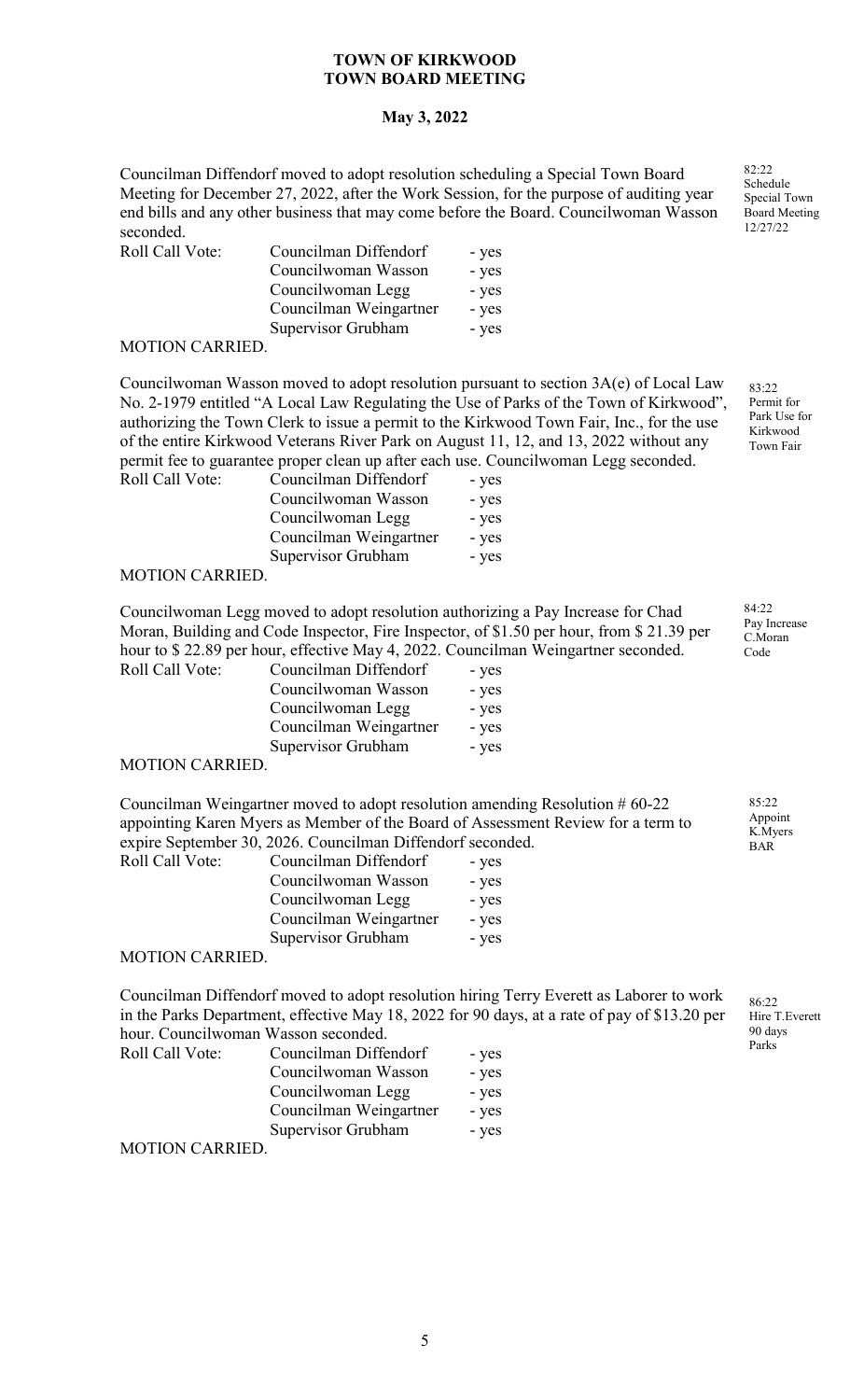**TOWN OF KIRKWOOD**
**TOWN BOARD MEETING**

**May 3, 2022**

82:22 Schedule Special Town Board Meeting 12/27/22

Councilman Diffendorf moved to adopt resolution scheduling a Special Town Board Meeting for December 27, 2022, after the Work Session, for the purpose of auditing year end bills and any other business that may come before the Board. Councilwoman Wasson seconded.

| Roll Call Vote: | Councilman Diffendorf | - yes |
|---|---|---|
| | Councilwoman Wasson | - yes |
| | Councilwoman Legg | - yes |
| | Councilman Weingartner | - yes |
| | Supervisor Grubham | - yes |

MOTION CARRIED.

83:22 Permit for Park Use for Kirkwood Town Fair

Councilwoman Wasson moved to adopt resolution pursuant to section 3A(e) of Local Law No. 2-1979 entitled "A Local Law Regulating the Use of Parks of the Town of Kirkwood", authorizing the Town Clerk to issue a permit to the Kirkwood Town Fair, Inc., for the use of the entire Kirkwood Veterans River Park on August 11, 12, and 13, 2022 without any permit fee to guarantee proper clean up after each use. Councilwoman Legg seconded.

| Roll Call Vote: | Councilman Diffendorf | - yes |
|---|---|---|
| | Councilwoman Wasson | - yes |
| | Councilwoman Legg | - yes |
| | Councilman Weingartner | - yes |
| | Supervisor Grubham | - yes |

MOTION CARRIED.

84:22 Pay Increase C.Moran Code

Councilwoman Legg moved to adopt resolution authorizing a Pay Increase for Chad Moran, Building and Code Inspector, Fire Inspector, of $1.50 per hour, from $ 21.39 per hour to $ 22.89 per hour, effective May 4, 2022. Councilman Weingartner seconded.

| Roll Call Vote: | Councilman Diffendorf | - yes |
|---|---|---|
| | Councilwoman Wasson | - yes |
| | Councilwoman Legg | - yes |
| | Councilman Weingartner | - yes |
| | Supervisor Grubham | - yes |

MOTION CARRIED.

85:22 Appoint K.Myers BAR

Councilman Weingartner moved to adopt resolution amending Resolution # 60-22 appointing Karen Myers as Member of the Board of Assessment Review for a term to expire September 30, 2026. Councilman Diffendorf seconded.

| Roll Call Vote: | Councilman Diffendorf | - yes |
|---|---|---|
| | Councilwoman Wasson | - yes |
| | Councilwoman Legg | - yes |
| | Councilman Weingartner | - yes |
| | Supervisor Grubham | - yes |

MOTION CARRIED.

86:22 Hire T.Everett 90 days Parks

Councilman Diffendorf moved to adopt resolution hiring Terry Everett as Laborer to work in the Parks Department, effective May 18, 2022 for 90 days, at a rate of pay of $13.20 per hour. Councilwoman Wasson seconded.

| Roll Call Vote: | Councilman Diffendorf | - yes |
|---|---|---|
| | Councilwoman Wasson | - yes |
| | Councilwoman Legg | - yes |
| | Councilman Weingartner | - yes |
| | Supervisor Grubham | - yes |

MOTION CARRIED.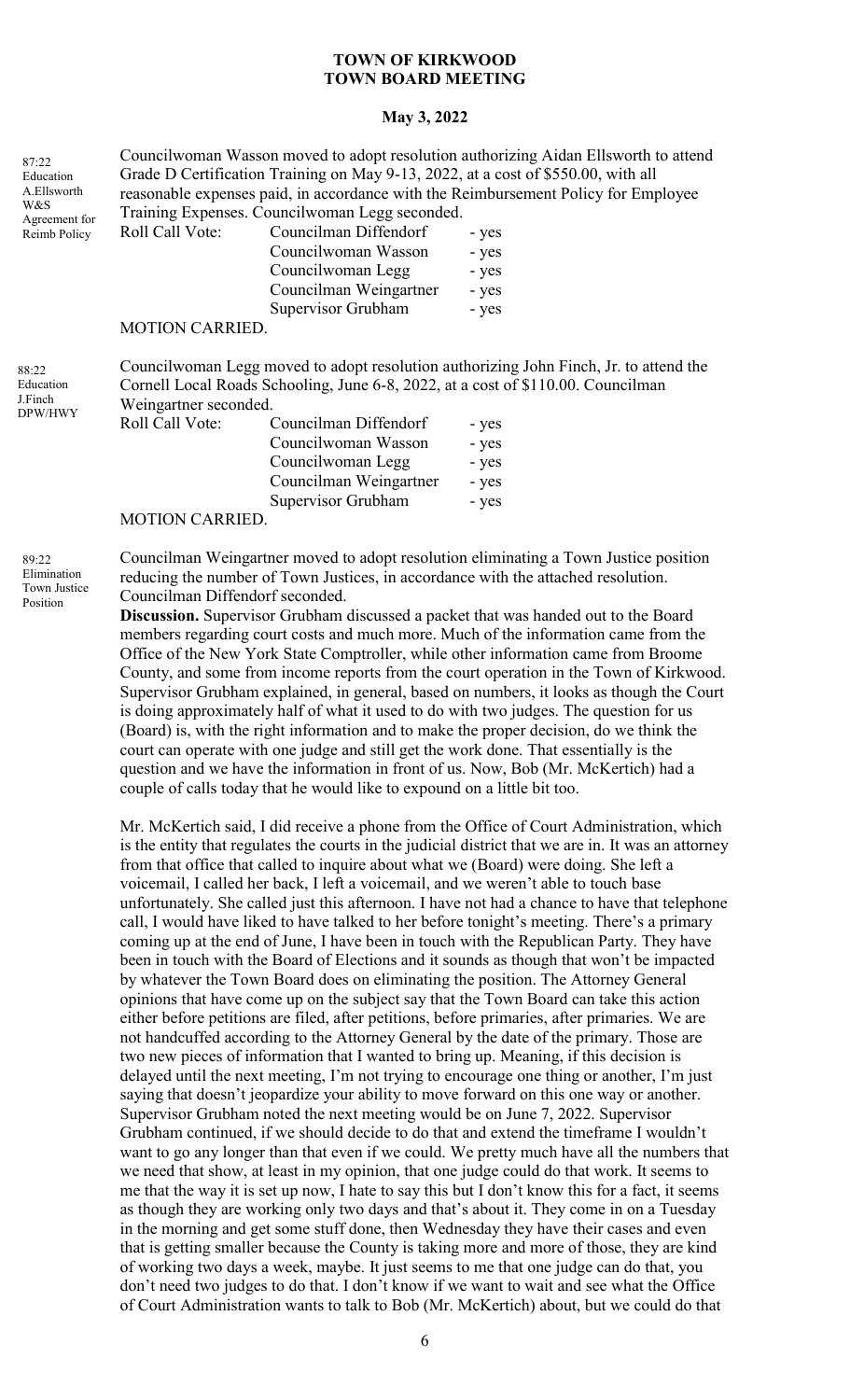# TOWN OF KIRKWOOD
# TOWN BOARD MEETING

## May 3, 2022

87:22
Education
A.Ellsworth
W&S
Agreement for
Reimb Policy

Councilwoman Wasson moved to adopt resolution authorizing Aidan Ellsworth to attend Grade D Certification Training on May 9-13, 2022, at a cost of $550.00, with all reasonable expenses paid, in accordance with the Reimbursement Policy for Employee Training Expenses. Councilwoman Legg seconded.

| Roll Call Vote: | Councilman Diffendorf | - yes |
|---|---|---|
| | Councilwoman Wasson | - yes |
| | Councilwoman Legg | - yes |
| | Councilman Weingartner | - yes |
| | Supervisor Grubham | - yes |

MOTION CARRIED.

88:22
Education
J.Finch
DPW/HWY

Councilwoman Legg moved to adopt resolution authorizing John Finch, Jr. to attend the Cornell Local Roads Schooling, June 6-8, 2022, at a cost of $110.00. Councilman Weingartner seconded.

| Roll Call Vote: | Councilman Diffendorf | - yes |
|---|---|---|
| | Councilwoman Wasson | - yes |
| | Councilwoman Legg | - yes |
| | Councilman Weingartner | - yes |
| | Supervisor Grubham | - yes |

MOTION CARRIED.

89:22
Elimination
Town Justice
Position

Councilman Weingartner moved to adopt resolution eliminating a Town Justice position reducing the number of Town Justices, in accordance with the attached resolution. Councilman Diffendorf seconded.

**Discussion.** Supervisor Grubham discussed a packet that was handed out to the Board members regarding court costs and much more. Much of the information came from the Office of the New York State Comptroller, while other information came from Broome County, and some from income reports from the court operation in the Town of Kirkwood. Supervisor Grubham explained, in general, based on numbers, it looks as though the Court is doing approximately half of what it used to do with two judges. The question for us (Board) is, with the right information and to make the proper decision, do we think the court can operate with one judge and still get the work done. That essentially is the question and we have the information in front of us. Now, Bob (Mr. McKertich) had a couple of calls today that he would like to expound on a little bit too.

Mr. McKertich said, I did receive a phone from the Office of Court Administration, which is the entity that regulates the courts in the judicial district that we are in. It was an attorney from that office that called to inquire about what we (Board) were doing. She left a voicemail, I called her back, I left a voicemail, and we weren't able to touch base unfortunately. She called just this afternoon. I have not had a chance to have that telephone call, I would have liked to have talked to her before tonight's meeting. There's a primary coming up at the end of June, I have been in touch with the Republican Party. They have been in touch with the Board of Elections and it sounds as though that won't be impacted by whatever the Town Board does on eliminating the position. The Attorney General opinions that have come up on the subject say that the Town Board can take this action either before petitions are filed, after petitions, before primaries, after primaries. We are not handcuffed according to the Attorney General by the date of the primary. Those are two new pieces of information that I wanted to bring up. Meaning, if this decision is delayed until the next meeting, I'm not trying to encourage one thing or another, I'm just saying that doesn't jeopardize your ability to move forward on this one way or another. Supervisor Grubham noted the next meeting would be on June 7, 2022. Supervisor Grubham continued, if we should decide to do that and extend the timeframe I wouldn't want to go any longer than that even if we could. We pretty much have all the numbers that we need that show, at least in my opinion, that one judge could do that work. It seems to me that the way it is set up now, I hate to say this but I don't know this for a fact, it seems as though they are working only two days and that's about it. They come in on a Tuesday in the morning and get some stuff done, then Wednesday they have their cases and even that is getting smaller because the County is taking more and more of those, they are kind of working two days a week, maybe. It just seems to me that one judge can do that, you don't need two judges to do that. I don't know if we want to wait and see what the Office of Court Administration wants to talk to Bob (Mr. McKertich) about, but we could do that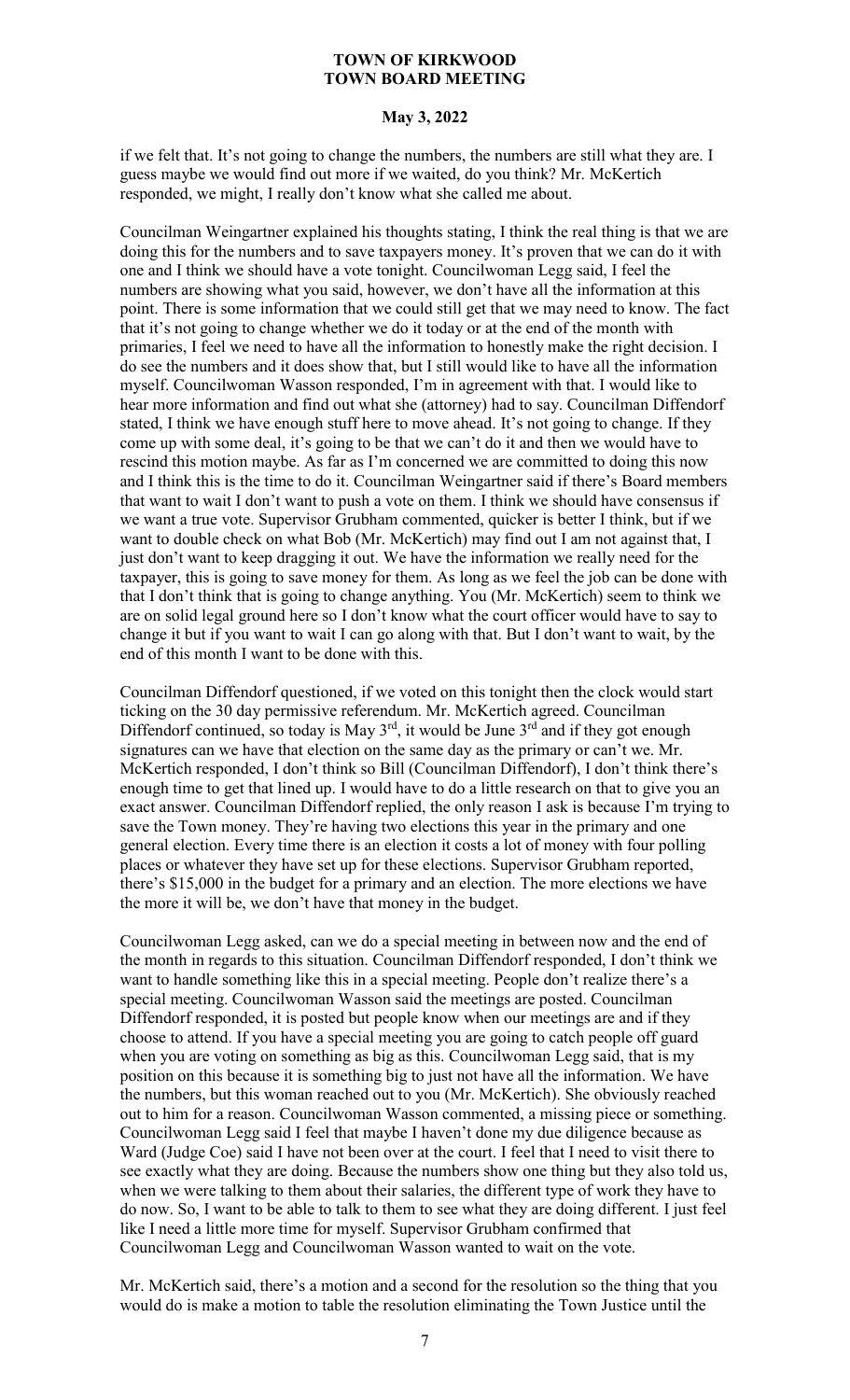if we felt that. It's not going to change the numbers, the numbers are still what they are. I guess maybe we would find out more if we waited, do you think? Mr. McKertich responded, we might, I really don't know what she called me about.

Councilman Weingartner explained his thoughts stating, I think the real thing is that we are doing this for the numbers and to save taxpayers money. It's proven that we can do it with one and I think we should have a vote tonight. Councilwoman Legg said, I feel the numbers are showing what you said, however, we don't have all the information at this point. There is some information that we could still get that we may need to know. The fact that it's not going to change whether we do it today or at the end of the month with primaries, I feel we need to have all the information to honestly make the right decision. I do see the numbers and it does show that, but I still would like to have all the information myself. Councilwoman Wasson responded, I'm in agreement with that. I would like to hear more information and find out what she (attorney) had to say. Councilman Diffendorf stated, I think we have enough stuff here to move ahead. It's not going to change. If they come up with some deal, it's going to be that we can't do it and then we would have to rescind this motion maybe. As far as I'm concerned we are committed to doing this now and I think this is the time to do it. Councilman Weingartner said if there's Board members that want to wait I don't want to push a vote on them. I think we should have consensus if we want a true vote. Supervisor Grubham commented, quicker is better I think, but if we want to double check on what Bob (Mr. McKertich) may find out I am not against that, I just don't want to keep dragging it out. We have the information we really need for the taxpayer, this is going to save money for them. As long as we feel the job can be done with that I don't think that is going to change anything. You (Mr. McKertich) seem to think we are on solid legal ground here so I don't know what the court officer would have to say to change it but if you want to wait I can go along with that. But I don't want to wait, by the end of this month I want to be done with this.

Councilman Diffendorf questioned, if we voted on this tonight then the clock would start ticking on the 30 day permissive referendum. Mr. McKertich agreed. Councilman Diffendorf continued, so today is May 3rd, it would be June 3rd and if they got enough signatures can we have that election on the same day as the primary or can't we. Mr. McKertich responded, I don't think so Bill (Councilman Diffendorf), I don't think there's enough time to get that lined up. I would have to do a little research on that to give you an exact answer. Councilman Diffendorf replied, the only reason I ask is because I'm trying to save the Town money. They're having two elections this year in the primary and one general election. Every time there is an election it costs a lot of money with four polling places or whatever they have set up for these elections. Supervisor Grubham reported, there's $15,000 in the budget for a primary and an election. The more elections we have the more it will be, we don't have that money in the budget.

Councilwoman Legg asked, can we do a special meeting in between now and the end of the month in regards to this situation. Councilman Diffendorf responded, I don't think we want to handle something like this in a special meeting. People don't realize there's a special meeting. Councilwoman Wasson said the meetings are posted. Councilman Diffendorf responded, it is posted but people know when our meetings are and if they choose to attend. If you have a special meeting you are going to catch people off guard when you are voting on something as big as this. Councilwoman Legg said, that is my position on this because it is something big to just not have all the information. We have the numbers, but this woman reached out to you (Mr. McKertich). She obviously reached out to him for a reason. Councilwoman Wasson commented, a missing piece or something. Councilwoman Legg said I feel that maybe I haven't done my due diligence because as Ward (Judge Coe) said I have not been over at the court. I feel that I need to visit there to see exactly what they are doing. Because the numbers show one thing but they also told us, when we were talking to them about their salaries, the different type of work they have to do now. So, I want to be able to talk to them to see what they are doing different. I just feel like I need a little more time for myself. Supervisor Grubham confirmed that Councilwoman Legg and Councilwoman Wasson wanted to wait on the vote.

Mr. McKertich said, there's a motion and a second for the resolution so the thing that you would do is make a motion to table the resolution eliminating the Town Justice until the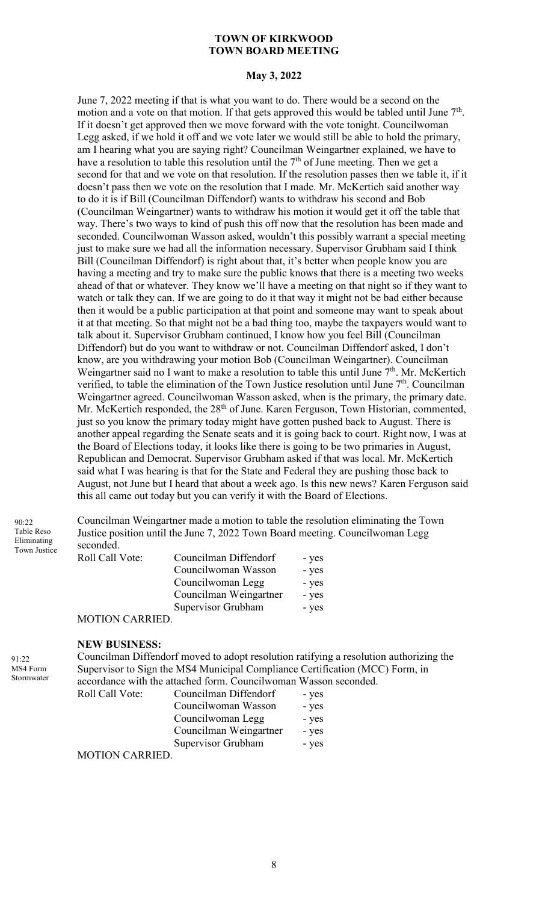June 7, 2022 meeting if that is what you want to do. There would be a second on the motion and a vote on that motion. If that gets approved this would be tabled until June 7th. If it doesn't get approved then we move forward with the vote tonight. Councilwoman Legg asked, if we hold it off and we vote later we would still be able to hold the primary, am I hearing what you are saying right? Councilman Weingartner explained, we have to have a resolution to table this resolution until the 7th of June meeting. Then we get a second for that and we vote on that resolution. If the resolution passes then we table it, if it doesn't pass then we vote on the resolution that I made. Mr. McKertich said another way to do it is if Bill (Councilman Diffendorf) wants to withdraw his second and Bob (Councilman Weingartner) wants to withdraw his motion it would get it off the table that way. There's two ways to kind of push this off now that the resolution has been made and seconded. Councilwoman Wasson asked, wouldn't this possibly warrant a special meeting just to make sure we had all the information necessary. Supervisor Grubham said I think Bill (Councilman Diffendorf) is right about that, it's better when people know you are having a meeting and try to make sure the public knows that there is a meeting two weeks ahead of that or whatever. They know we'll have a meeting on that night so if they want to watch or talk they can. If we are going to do it that way it might not be bad either because then it would be a public participation at that point and someone may want to speak about it at that meeting. So that might not be a bad thing too, maybe the taxpayers would want to talk about it. Supervisor Grubham continued, I know how you feel Bill (Councilman Diffendorf) but do you want to withdraw or not. Councilman Diffendorf asked, I don't know, are you withdrawing your motion Bob (Councilman Weingartner). Councilman Weingartner said no I want to make a resolution to table this until June 7th. Mr. McKertich verified, to table the elimination of the Town Justice resolution until June 7th. Councilman Weingartner agreed. Councilwoman Wasson asked, when is the primary, the primary date. Mr. McKertich responded, the 28th of June. Karen Ferguson, Town Historian, commented, just so you know the primary today might have gotten pushed back to August. There is another appeal regarding the Senate seats and it is going back to court. Right now, I was at the Board of Elections today, it looks like there is going to be two primaries in August, Republican and Democrat. Supervisor Grubham asked if that was local. Mr. McKertich said what I was hearing is that for the State and Federal they are pushing those back to August, not June but I heard that about a week ago. Is this new news? Karen Ferguson said this all came out today but you can verify it with the Board of Elections.

*90:22 Table Reso Eliminating Town Justice*

Councilman Weingartner made a motion to table the resolution eliminating the Town Justice position until the June 7, 2022 Town Board meeting. Councilwoman Legg seconded.

| Roll Call Vote: | Councilman Diffendorf | - yes |
|---|---|---|
| | Councilwoman Wasson | - yes |
| | Councilwoman Legg | - yes |
| | Councilman Weingartner | - yes |
| | Supervisor Grubham | - yes |

MOTION CARRIED.

**NEW BUSINESS:**

*91:22 MS4 Form Stormwater*

Councilman Diffendorf moved to adopt resolution ratifying a resolution authorizing the Supervisor to Sign the MS4 Municipal Compliance Certification (MCC) Form, in accordance with the attached form. Councilwoman Wasson seconded.

| Roll Call Vote: | Councilman Diffendorf | - yes |
|---|---|---|
| | Councilwoman Wasson | - yes |
| | Councilwoman Legg | - yes |
| | Councilman Weingartner | - yes |
| | Supervisor Grubham | - yes |

MOTION CARRIED.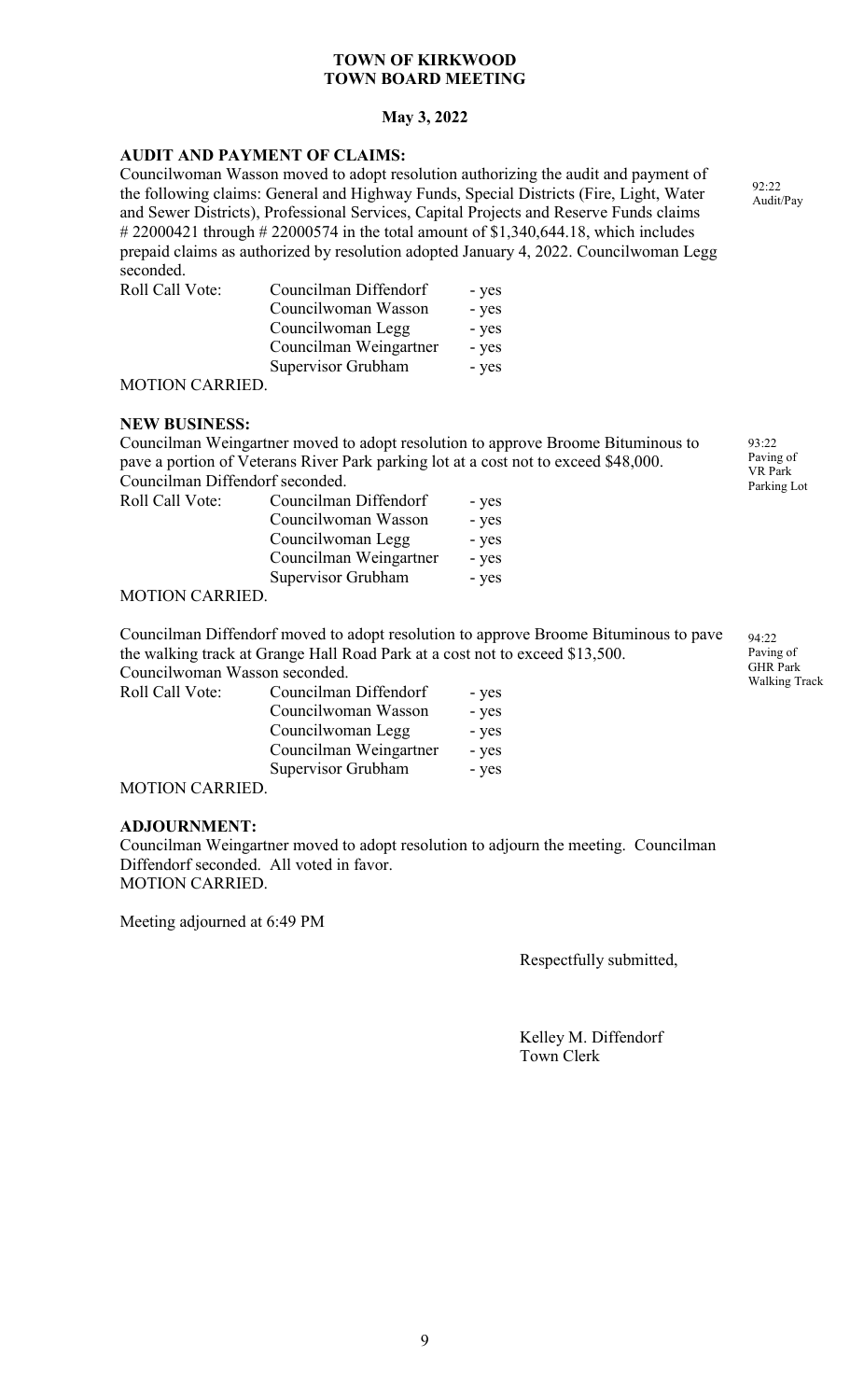**TOWN OF KIRKWOOD**
**TOWN BOARD MEETING**

**May 3, 2022**

**AUDIT AND PAYMENT OF CLAIMS:**

92:22 Audit/Pay

Councilwoman Wasson moved to adopt resolution authorizing the audit and payment of the following claims: General and Highway Funds, Special Districts (Fire, Light, Water and Sewer Districts), Professional Services, Capital Projects and Reserve Funds claims # 22000421 through # 22000574 in the total amount of $1,340,644.18, which includes prepaid claims as authorized by resolution adopted January 4, 2022. Councilwoman Legg seconded.

| | | |
|---|---|---|
| Roll Call Vote: | Councilman Diffendorf | - yes |
| | Councilwoman Wasson | - yes |
| | Councilwoman Legg | - yes |
| | Councilman Weingartner | - yes |
| | Supervisor Grubham | - yes |

MOTION CARRIED.

**NEW BUSINESS:**

93:22 Paving of VR Park Parking Lot

Councilman Weingartner moved to adopt resolution to approve Broome Bituminous to pave a portion of Veterans River Park parking lot at a cost not to exceed $48,000. Councilman Diffendorf seconded.

| | | |
|---|---|---|
| Roll Call Vote: | Councilman Diffendorf | - yes |
| | Councilwoman Wasson | - yes |
| | Councilwoman Legg | - yes |
| | Councilman Weingartner | - yes |
| | Supervisor Grubham | - yes |

MOTION CARRIED.

94:22 Paving of GHR Park Walking Track

Councilman Diffendorf moved to adopt resolution to approve Broome Bituminous to pave the walking track at Grange Hall Road Park at a cost not to exceed $13,500. Councilwoman Wasson seconded.

| | | |
|---|---|---|
| Roll Call Vote: | Councilman Diffendorf | - yes |
| | Councilwoman Wasson | - yes |
| | Councilwoman Legg | - yes |
| | Councilman Weingartner | - yes |
| | Supervisor Grubham | - yes |

MOTION CARRIED.

**ADJOURNMENT:**

Councilman Weingartner moved to adopt resolution to adjourn the meeting. Councilman Diffendorf seconded. All voted in favor.
MOTION CARRIED.

Meeting adjourned at 6:49 PM

Respectfully submitted,

Kelley M. Diffendorf
Town Clerk